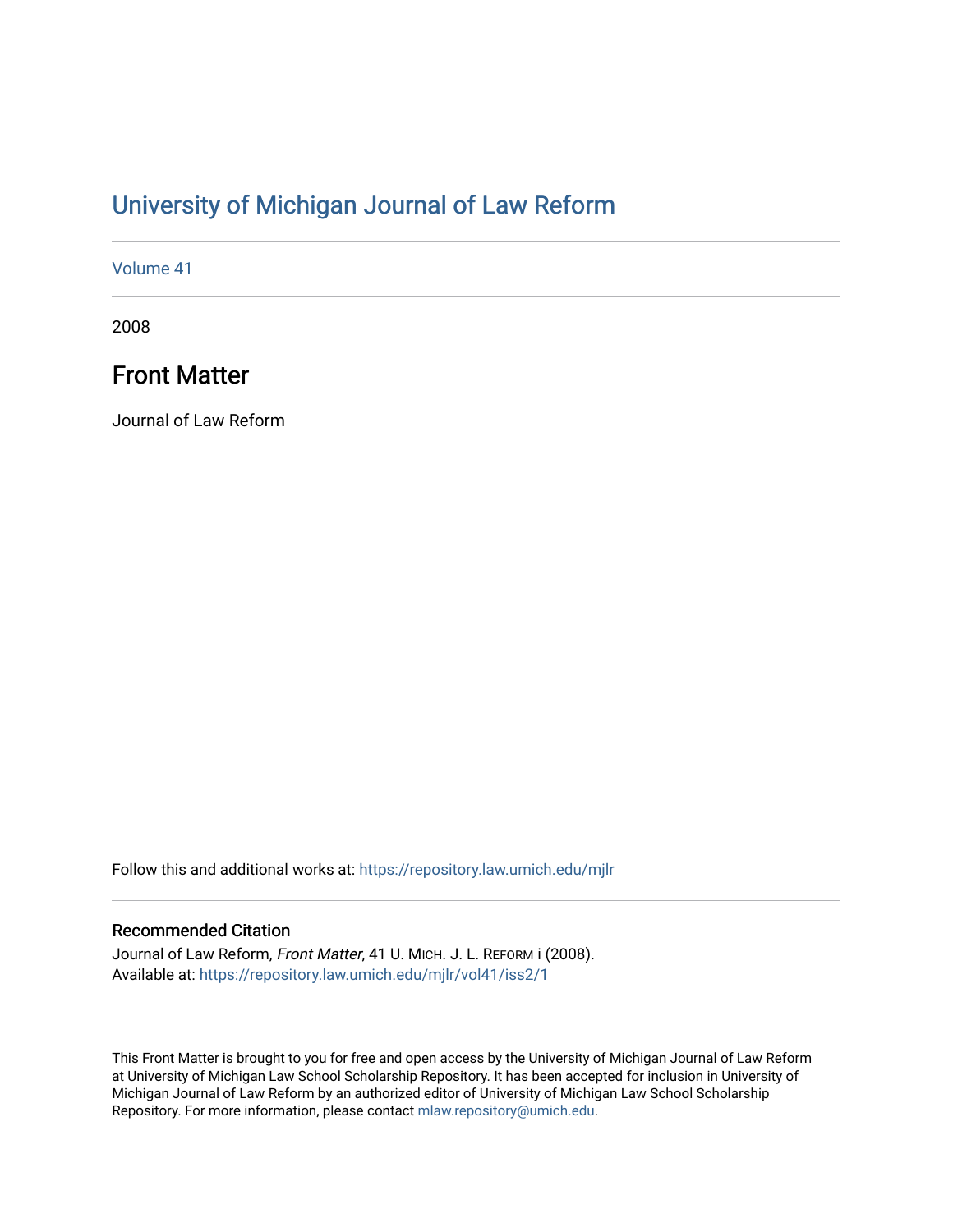# University of Michigan Journal of Law Reform

Volume 41

2008

## Front Matter

Journal of Law Reform

Follow this and additional works at: https://repository.law.umich.edu/mjlr

### Recommended Citation

Journal of Law Reform, *Front Matter*, 41 U. MICH. J. L. REFORM i (2008).
Available at: https://repository.law.umich.edu/mjlr/vol41/iss2/1

This Front Matter is brought to you for free and open access by the University of Michigan Journal of Law Reform at University of Michigan Law School Scholarship Repository. It has been accepted for inclusion in University of Michigan Journal of Law Reform by an authorized editor of University of Michigan Law School Scholarship Repository. For more information, please contact mlaw.repository@umich.edu.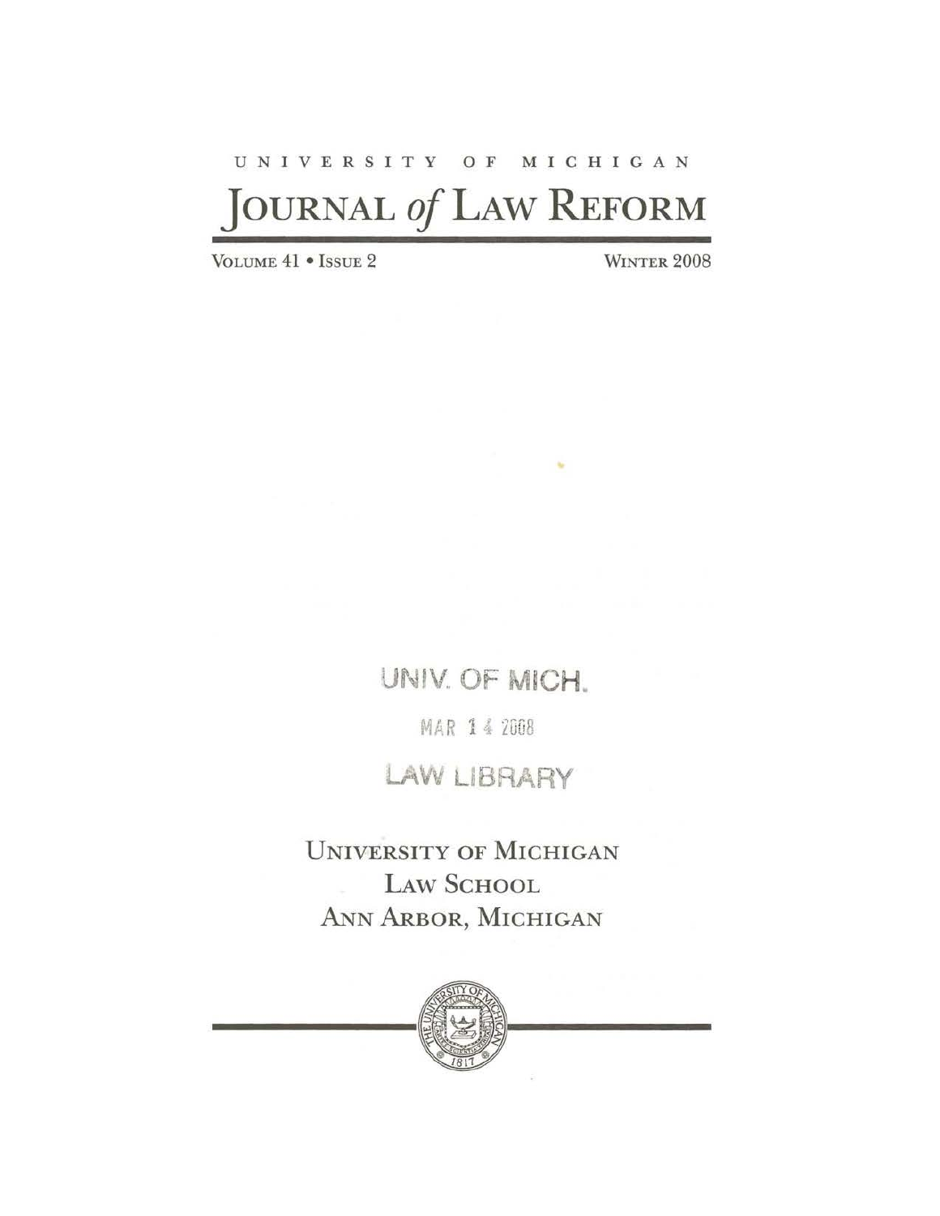UNIVERSITY OF MICHIGAN

# JOURNAL *of* LAW REFORM

VOLUME 41 • ISSUE 2

WINTER 2008

UNIV. OF MICH.

MAR 14 2008

LAW LIBRARY

UNIVERSITY OF MICHIGAN
LAW SCHOOL
ANN ARBOR, MICHIGAN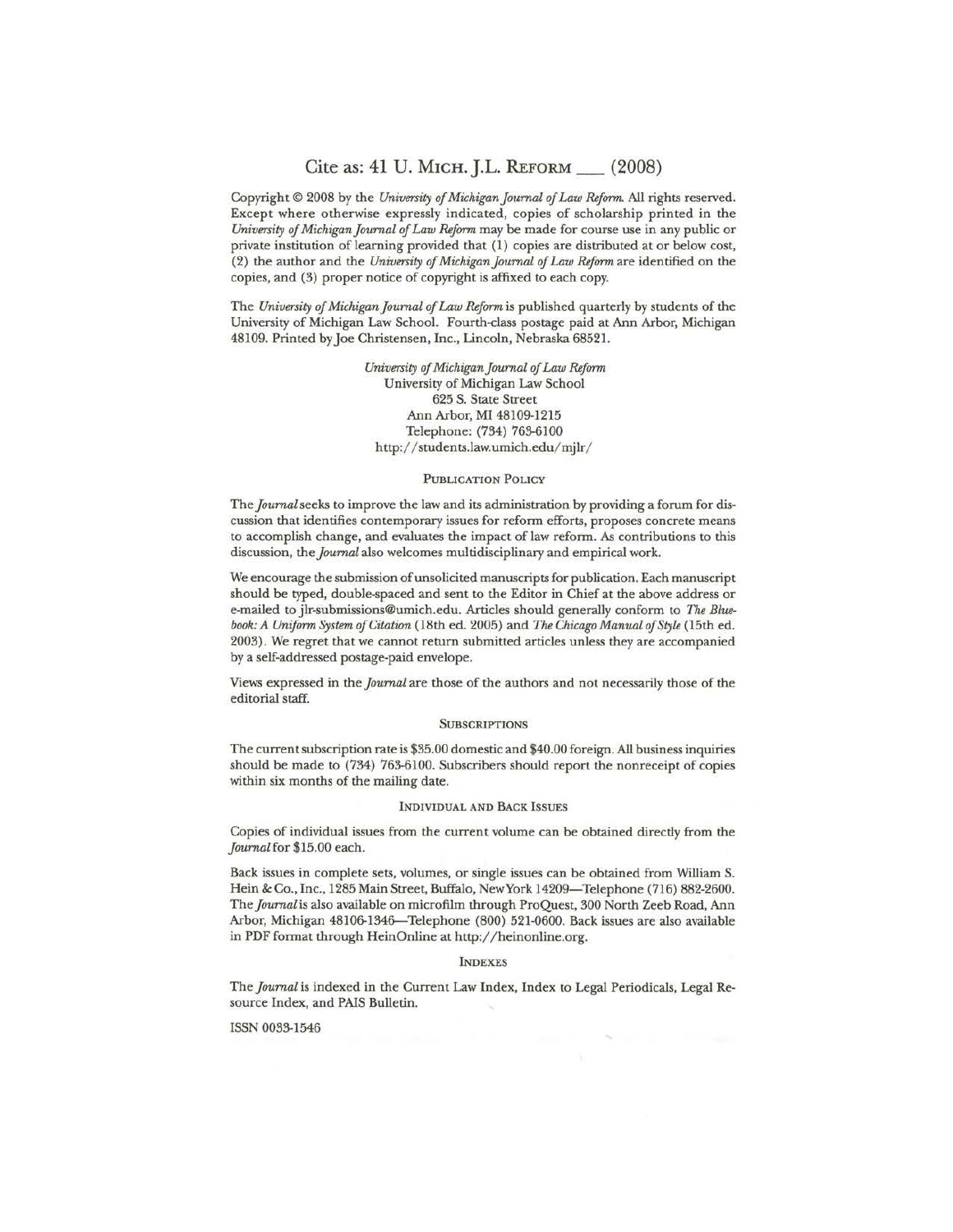# Cite as: 41 U. MICH. J.L. REFORM ___ (2008)

Copyright © 2008 by the *University of Michigan Journal of Law Reform.* All rights reserved. Except where otherwise expressly indicated, copies of scholarship printed in the *University of Michigan Journal of Law Reform* may be made for course use in any public or private institution of learning provided that (1) copies are distributed at or below cost, (2) the author and the *University of Michigan Journal of Law Reform* are identified on the copies, and (3) proper notice of copyright is affixed to each copy.

The *University of Michigan Journal of Law Reform* is published quarterly by students of the University of Michigan Law School. Fourth-class postage paid at Ann Arbor, Michigan 48109. Printed by Joe Christensen, Inc., Lincoln, Nebraska 68521.

*University of Michigan Journal of Law Reform*
University of Michigan Law School
625 S. State Street
Ann Arbor, MI 48109-1215
Telephone: (734) 763-6100
http://students.law.umich.edu/mjlr/

## PUBLICATION POLICY

The *Journal* seeks to improve the law and its administration by providing a forum for discussion that identifies contemporary issues for reform efforts, proposes concrete means to accomplish change, and evaluates the impact of law reform. As contributions to this discussion, the *Journal* also welcomes multidisciplinary and empirical work.

We encourage the submission of unsolicited manuscripts for publication. Each manuscript should be typed, double-spaced and sent to the Editor in Chief at the above address or e-mailed to jlr-submissions@umich.edu. Articles should generally conform to *The Bluebook: A Uniform System of Citation* (18th ed. 2005) and *The Chicago Manual of Style* (15th ed. 2003). We regret that we cannot return submitted articles unless they are accompanied by a self-addressed postage-paid envelope.

Views expressed in the *Journal* are those of the authors and not necessarily those of the editorial staff.

## SUBSCRIPTIONS

The current subscription rate is $35.00 domestic and $40.00 foreign. All business inquiries should be made to (734) 763-6100. Subscribers should report the nonreceipt of copies within six months of the mailing date.

## INDIVIDUAL AND BACK ISSUES

Copies of individual issues from the current volume can be obtained directly from the *Journal* for $15.00 each.

Back issues in complete sets, volumes, or single issues can be obtained from William S. Hein & Co., Inc., 1285 Main Street, Buffalo, New York 14209—Telephone (716) 882-2600. The *Journal* is also available on microfilm through ProQuest, 300 North Zeeb Road, Ann Arbor, Michigan 48106-1346—Telephone (800) 521-0600. Back issues are also available in PDF format through HeinOnline at http://heinonline.org.

## INDEXES

The *Journal* is indexed in the Current Law Index, Index to Legal Periodicals, Legal Resource Index, and PAIS Bulletin.

ISSN 0033-1546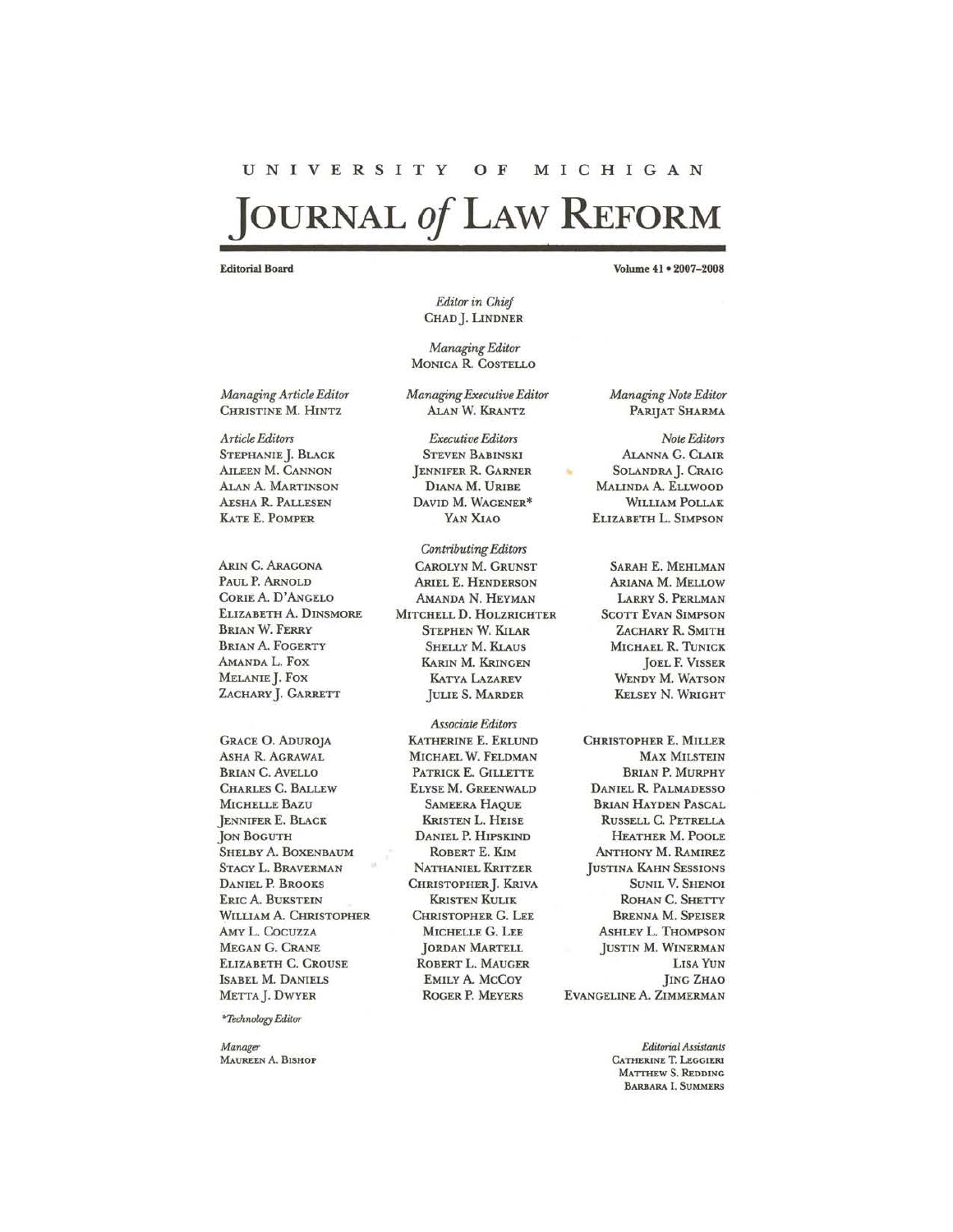# UNIVERSITY OF MICHIGAN

# JOURNAL *of* LAW REFORM

**Editorial Board** **Volume 41 • 2007–2008**

*Editor in Chief*
CHAD J. LINDNER

*Managing Editor*
MONICA R. COSTELLO

*Managing Article Editor*
CHRISTINE M. HINTZ

*Managing Executive Editor*
ALAN W. KRANTZ

*Managing Note Editor*
PARIJAT SHARMA

*Article Editors*
STEPHANIE J. BLACK
AILEEN M. CANNON
ALAN A. MARTINSON
AESHA R. PALLESEN
KATE E. POMPER

*Executive Editors*
STEVEN BABINSKI
JENNIFER R. GARNER
DIANA M. URIBE
DAVID M. WAGENER*
YAN XIAO

*Note Editors*
ALANNA G. CLAIR
SOLANDRA J. CRAIG
MALINDA A. ELLWOOD
WILLIAM POLLAK
ELIZABETH L. SIMPSON

*Contributing Editors*

ARIN C. ARAGONA
PAUL P. ARNOLD
CORIE A. D'ANGELO
ELIZABETH A. DINSMORE
BRIAN W. FERRY
BRIAN A. FOGERTY
AMANDA L. FOX
MELANIE J. FOX
ZACHARY J. GARRETT
CAROLYN M. GRUNST
ARIEL E. HENDERSON
AMANDA N. HEYMAN
MITCHELL D. HOLZRICHTER
STEPHEN W. KILAR
SHELLY M. KLAUS
KARIN M. KRINGEN
KATYA LAZAREV
JULIE S. MARDER
SARAH E. MEHLMAN
ARIANA M. MELLOW
LARRY S. PERLMAN
SCOTT EVAN SIMPSON
ZACHARY R. SMITH
MICHAEL R. TUNICK
JOEL F. VISSER
WENDY M. WATSON
KELSEY N. WRIGHT

*Associate Editors*

GRACE O. ADUROJA
ASHA R. AGRAWAL
BRIAN C. AVELLO
CHARLES C. BALLEW
MICHELLE BAZU
JENNIFER E. BLACK
JON BOGUTH
SHELBY A. BOXENBAUM
STACY L. BRAVERMAN
DANIEL P. BROOKS
ERIC A. BUKSTEIN
WILLIAM A. CHRISTOPHER
AMY L. COCUZZA
MEGAN G. CRANE
ELIZABETH C. CROUSE
ISABEL M. DANIELS
METTA J. DWYER
KATHERINE E. EKLUND
MICHAEL W. FELDMAN
PATRICK E. GILLETTE
ELYSE M. GREENWALD
SAMEERA HAQUE
KRISTEN L. HEISE
DANIEL P. HIPSKIND
ROBERT E. KIM
NATHANIEL KRITZER
CHRISTOPHER J. KRIVA
KRISTEN KULIK
CHRISTOPHER G. LEE
MICHELLE G. LEE
JORDAN MARTELL
ROBERT L. MAUGER
EMILY A. MCCOY
ROGER P. MEYERS
CHRISTOPHER E. MILLER
MAX MILSTEIN
BRIAN P. MURPHY
DANIEL R. PALMADESSO
BRIAN HAYDEN PASCAL
RUSSELL C. PETRELLA
HEATHER M. POOLE
ANTHONY M. RAMIREZ
JUSTINA KAHN SESSIONS
SUNIL V. SHENOI
ROHAN C. SHETTY
BRENNA M. SPEISER
ASHLEY L. THOMPSON
JUSTIN M. WINERMAN
LISA YUN
JING ZHAO
EVANGELINE A. ZIMMERMAN

*\*Technology Editor*

*Manager*
MAUREEN A. BISHOP

*Editorial Assistants*
CATHERINE T. LEGGIERI
MATTHEW S. REDDING
BARBARA I. SUMMERS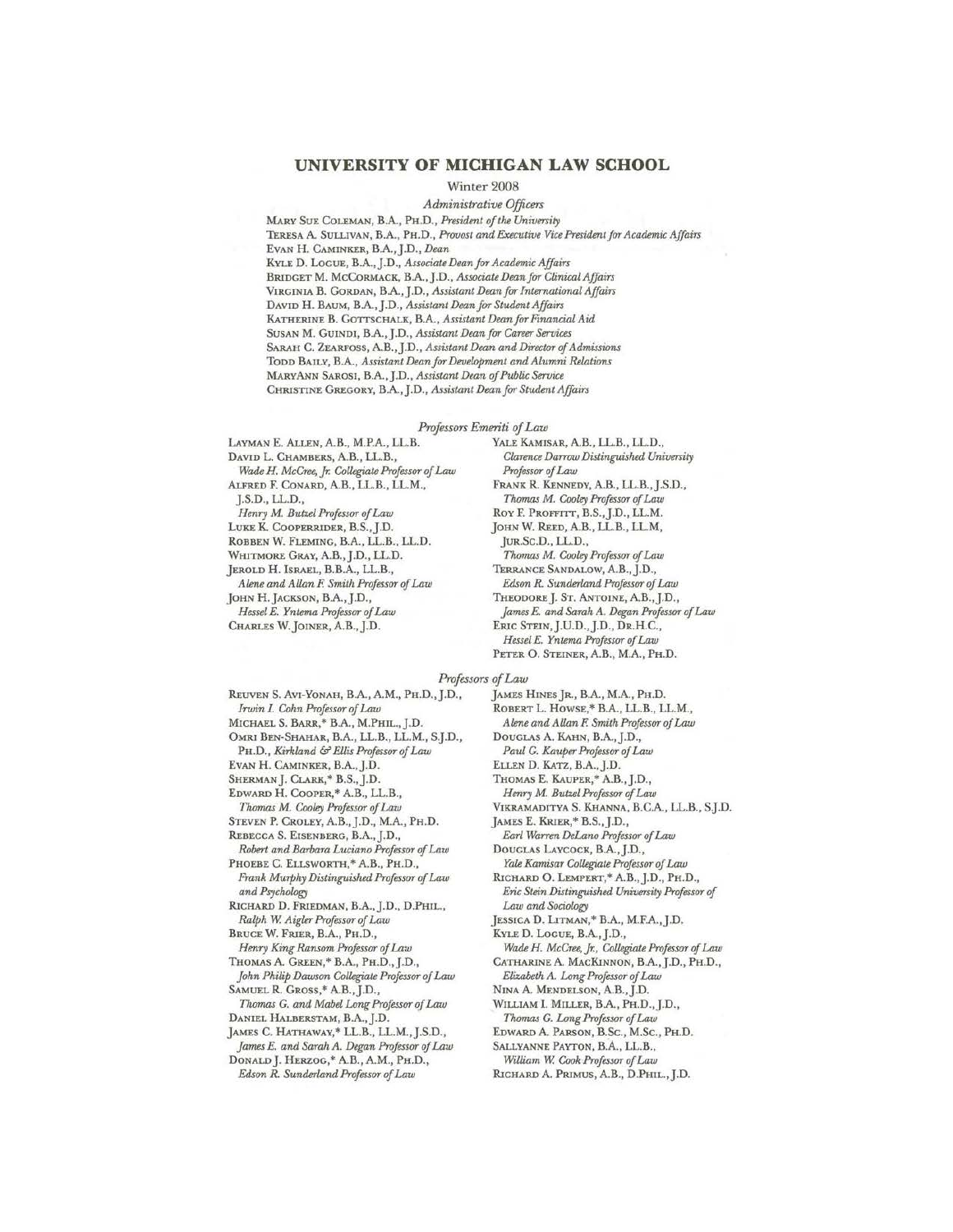# UNIVERSITY OF MICHIGAN LAW SCHOOL

Winter 2008

*Administrative Officers*

MARY SUE COLEMAN, B.A., PH.D., *President of the University*
TERESA A. SULLIVAN, B.A., PH.D., *Provost and Executive Vice President for Academic Affairs*
EVAN H. CAMINKER, B.A., J.D., *Dean*
KYLE D. LOGUE, B.A., J.D., *Associate Dean for Academic Affairs*
BRIDGET M. MCCORMACK, B.A., J.D., *Associate Dean for Clinical Affairs*
VIRGINIA B. GORDAN, B.A., J.D., *Assistant Dean for International Affairs*
DAVID H. BAUM, B.A., J.D., *Assistant Dean for Student Affairs*
KATHERINE B. GOTTSCHALK, B.A., *Assistant Dean for Financial Aid*
SUSAN M. GUINDI, B.A., J.D., *Assistant Dean for Career Services*
SARAH C. ZEARFOSS, A.B., J.D., *Assistant Dean and Director of Admissions*
TODD BAILY, B.A., *Assistant Dean for Development and Alumni Relations*
MARYANN SAROSI, B.A., J.D., *Assistant Dean of Public Service*
CHRISTINE GREGORY, B.A., J.D., *Assistant Dean for Student Affairs*

*Professors Emeriti of Law*

LAYMAN E. ALLEN, A.B., M.P.A., LL.B.
DAVID L. CHAMBERS, A.B., LL.B., *Wade H. McCree, Jr. Collegiate Professor of Law*
ALFRED F. CONARD, A.B., LL.B., LL.M., J.S.D., LL.D., *Henry M. Butzel Professor of Law*
LUKE K. COOPERRIDER, B.S., J.D.
ROBBEN W. FLEMING, B.A., LL.B., LL.D.
WHITMORE GRAY, A.B., J.D., LL.D.
JEROLD H. ISRAEL, B.B.A., LL.B., *Alene and Allan F. Smith Professor of Law*
JOHN H. JACKSON, B.A., J.D., *Hessel E. Yntema Professor of Law*
CHARLES W. JOINER, A.B., J.D.
YALE KAMISAR, A.B., LL.B., LL.D., *Clarence Darrow Distinguished University Professor of Law*
FRANK R. KENNEDY, A.B., LL.B., J.S.D., *Thomas M. Cooley Professor of Law*
ROY F. PROFFITT, B.S., J.D., LL.M.
JOHN W. REED, A.B., LL.B., LL.M, JUR.SC.D., LL.D., *Thomas M. Cooley Professor of Law*
TERRANCE SANDALOW, A.B., J.D., *Edson R. Sunderland Professor of Law*
THEODORE J. ST. ANTOINE, A.B., J.D., *James E. and Sarah A. Degan Professor of Law*
ERIC STEIN, J.U.D., J.D., DR.H.C., *Hessel E. Yntema Professor of Law*
PETER O. STEINER, A.B., M.A., PH.D.

*Professors of Law*

REUVEN S. AVI-YONAH, B.A., A.M., PH.D., J.D., *Irwin I. Cohn Professor of Law*
MICHAEL S. BARR,* B.A., M.PHIL., J.D.
OMRI BEN-SHAHAR, B.A., LL.B., LL.M., S.J.D., PH.D., *Kirkland & Ellis Professor of Law*
EVAN H. CAMINKER, B.A., J.D.
SHERMAN J. CLARK,* B.S., J.D.
EDWARD H. COOPER,* A.B., LL.B., *Thomas M. Cooley Professor of Law*
STEVEN P. CROLEY, A.B., J.D., M.A., PH.D.
REBECCA S. EISENBERG, B.A., J.D., *Robert and Barbara Luciano Professor of Law*
PHOEBE C. ELLSWORTH,* A.B., PH.D., *Frank Murphy Distinguished Professor of Law and Psychology*
RICHARD D. FRIEDMAN, B.A., J.D., D.PHIL., *Ralph W. Aigler Professor of Law*
BRUCE W. FRIER, B.A., PH.D., *Henry King Ransom Professor of Law*
THOMAS A. GREEN,* B.A., PH.D., J.D., *John Philip Dawson Collegiate Professor of Law*
SAMUEL R. GROSS,* A.B., J.D., *Thomas G. and Mabel Long Professor of Law*
DANIEL HALBERSTAM, B.A., J.D.
JAMES C. HATHAWAY,* LL.B., LL.M., J.S.D., *James E. and Sarah A. Degan Professor of Law*
DONALD J. HERZOG,* A.B., A.M., PH.D., *Edson R. Sunderland Professor of Law*
JAMES HINES JR., B.A., M.A., PH.D.
ROBERT L. HOWSE,* B.A., LL.B., LL.M., *Alene and Allan F. Smith Professor of Law*
DOUGLAS A. KAHN, B.A., J.D., *Paul G. Kauper Professor of Law*
ELLEN D. KATZ, B.A., J.D.
THOMAS E. KAUPER,* A.B., J.D., *Henry M. Butzel Professor of Law*
VIKRAMADITYA S. KHANNA, B.C.A., LL.B., S.J.D.
JAMES E. KRIER,* B.S., J.D., *Earl Warren DeLano Professor of Law*
DOUGLAS LAYCOCK, B.A., J.D., *Yale Kamisar Collegiate Professor of Law*
RICHARD O. LEMPERT,* A.B., J.D., PH.D., *Eric Stein Distinguished University Professor of Law and Sociology*
JESSICA D. LITMAN,* B.A., M.F.A., J.D.
KYLE D. LOGUE, B.A., J.D., *Wade H. McCree, Jr., Collegiate Professor of Law*
CATHARINE A. MACKINNON, B.A., J.D., PH.D., *Elizabeth A. Long Professor of Law*
NINA A. MENDELSON, A.B., J.D.
WILLIAM I. MILLER, B.A., PH.D., J.D., *Thomas G. Long Professor of Law*
EDWARD A. PARSON, B.SC., M.SC., PH.D.
SALLYANNE PAYTON, B.A., LL.B., *William W. Cook Professor of Law*
RICHARD A. PRIMUS, A.B., D.PHIL., J.D.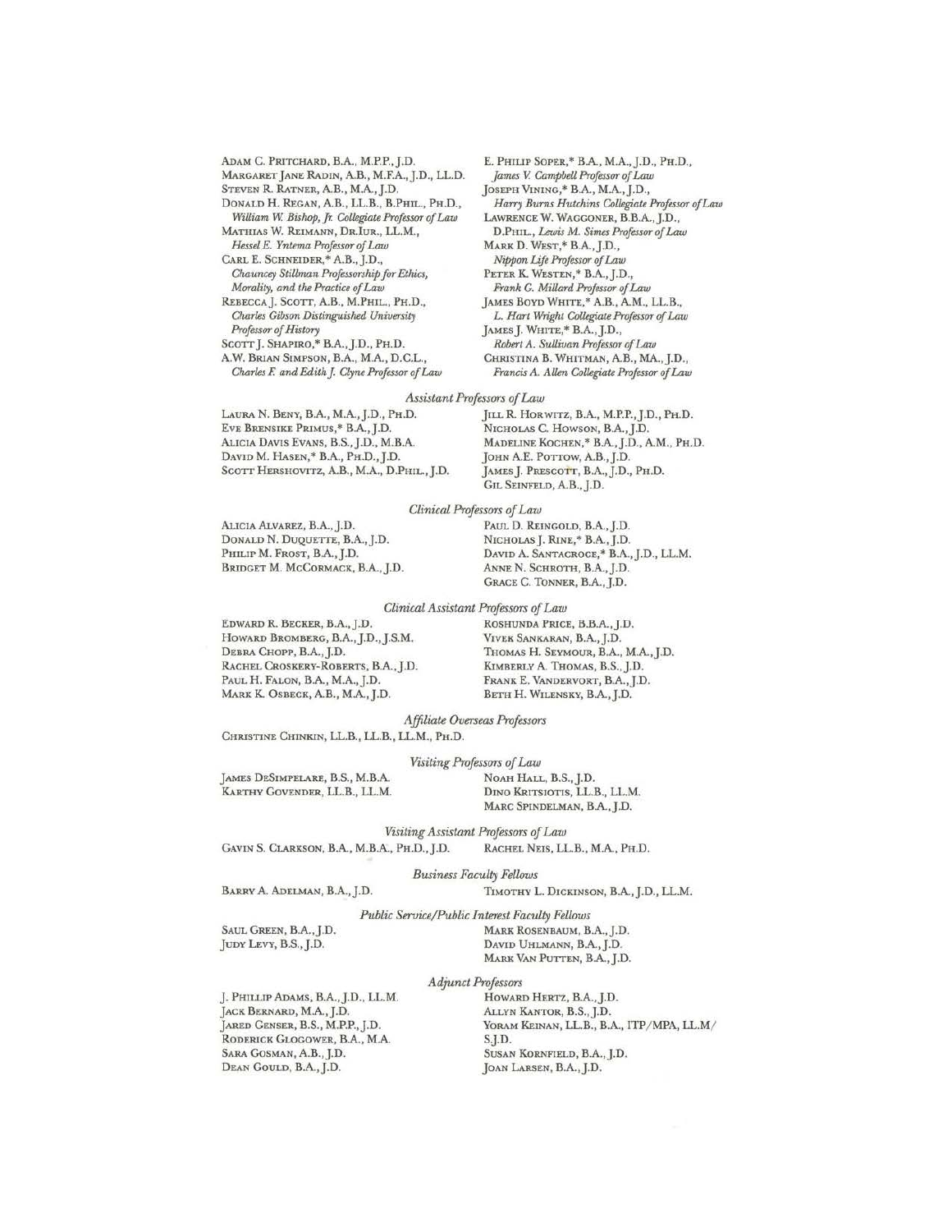ADAM C. PRITCHARD, B.A., M.P.P., J.D.
MARGARET JANE RADIN, A.B., M.F.A., J.D., LL.D.
STEVEN R. RATNER, A.B., M.A., J.D.
DONALD H. REGAN, A.B., LL.B., B.PHIL., PH.D.,
*William W. Bishop, Jr. Collegiate Professor of Law*
MATHIAS W. REIMANN, DR.IUR., LL.M.,
*Hessel E. Yntema Professor of Law*
CARL E. SCHNEIDER,* A.B., J.D.,
*Chauncey Stillman Professorship for Ethics, Morality, and the Practice of Law*
REBECCA J. SCOTT, A.B., M.PHIL., PH.D.,
*Charles Gibson Distinguished University Professor of History*
SCOTT J. SHAPIRO,* B.A., J.D., PH.D.
A.W. BRIAN SIMPSON, B.A., M.A., D.C.L.,
*Charles F. and Edith J. Clyne Professor of Law*
E. PHILIP SOPER,* B.A., M.A., J.D., PH.D.,
*James V. Campbell Professor of Law*
JOSEPH VINING,* B.A., M.A., J.D.,
*Harry Burns Hutchins Collegiate Professor of Law*
LAWRENCE W. WAGGONER, B.B.A., J.D., D.PHIL., *Lewis M. Simes Professor of Law*
MARK D. WEST,* B.A., J.D.,
*Nippon Life Professor of Law*
PETER K. WESTEN,* B.A., J.D.,
*Frank G. Millard Professor of Law*
JAMES BOYD WHITE,* A.B., A.M., LL.B.,
*L. Hart Wright Collegiate Professor of Law*
JAMES J. WHITE,* B.A., J.D.,
*Robert A. Sullivan Professor of Law*
CHRISTINA B. WHITMAN, A.B., MA., J.D.,
*Francis A. Allen Collegiate Professor of Law*

*Assistant Professors of Law*

LAURA N. BENY, B.A., M.A., J.D., PH.D.
EVE BRENSIKE PRIMUS,* B.A., J.D.
ALICIA DAVIS EVANS, B.S., J.D., M.B.A.
DAVID M. HASEN,* B.A., PH.D., J.D.
SCOTT HERSHOVITZ, A.B., M.A., D.PHIL., J.D.
JILL R. HORWITZ, B.A., M.P.P., J.D., PH.D.
NICHOLAS C. HOWSON, B.A., J.D.
MADELINE KOCHEN,* B.A., J.D., A.M., PH.D.
JOHN A.E. POTTOW, A.B., J.D.
JAMES J. PRESCOTT, B.A., J.D., PH.D.
GIL SEINFELD, A.B., J.D.

*Clinical Professors of Law*

ALICIA ALVAREZ, B.A., J.D.
DONALD N. DUQUETTE, B.A., J.D.
PHILIP M. FROST, B.A., J.D.
BRIDGET M. MCCORMACK, B.A., J.D.
PAUL D. REINGOLD, B.A., J.D.
NICHOLAS J. RINE,* B.A., J.D.
DAVID A. SANTACROCE,* B.A., J.D., LL.M.
ANNE N. SCHROTH, B.A., J.D.
GRACE C. TONNER, B.A., J.D.

*Clinical Assistant Professors of Law*

EDWARD R. BECKER, B.A., J.D.
HOWARD BROMBERG, B.A., J.D., J.S.M.
DEBRA CHOPP, B.A., J.D.
RACHEL CROSKERY-ROBERTS, B.A., J.D.
PAUL H. FALON, B.A., M.A., J.D.
MARK K. OSBECK, A.B., M.A., J.D.
ROSHUNDA PRICE, B.B.A., J.D.
VIVEK SANKARAN, B.A., J.D.
THOMAS H. SEYMOUR, B.A., M.A., J.D.
KIMBERLY A. THOMAS, B.S., J.D.
FRANK E. VANDERVORT, B.A., J.D.
BETH H. WILENSKY, B.A., J.D.

*Affiliate Overseas Professors*

CHRISTINE CHINKIN, LL.B., LL.B., LL.M., PH.D.

*Visiting Professors of Law*

JAMES DESIMPELARE, B.S., M.B.A.
KARTHY GOVENDER, LL.B., LL.M.
NOAH HALL, B.S., J.D.
DINO KRITSIOTIS, LL.B., LL.M.
MARC SPINDELMAN, B.A., J.D.

*Visiting Assistant Professors of Law*

GAVIN S. CLARKSON, B.A., M.B.A., PH.D., J.D.
RACHEL NEIS, LL.B., M.A., PH.D.

*Business Faculty Fellows*

BARRY A. ADELMAN, B.A., J.D.
TIMOTHY L. DICKINSON, B.A., J.D., LL.M.

*Public Service/Public Interest Faculty Fellows*

SAUL GREEN, B.A., J.D.
JUDY LEVY, B.S., J.D.
MARK ROSENBAUM, B.A., J.D.
DAVID UHLMANN, B.A., J.D.
MARK VAN PUTTEN, B.A., J.D.

*Adjunct Professors*

J. PHILLIP ADAMS, B.A., J.D., LL.M.
JACK BERNARD, M.A., J.D.
JARED GENSER, B.S., M.P.P., J.D.
RODERICK GLOGOWER, B.A., M.A.
SARA GOSMAN, A.B., J.D.
DEAN GOULD, B.A., J.D.
HOWARD HERTZ, B.A., J.D.
ALLYN KANTOR, B.S., J.D.
YORAM KEINAN, LL.B., B.A., ITP/MPA, LL.M/S.J.D.
SUSAN KORNFIELD, B.A., J.D.
JOAN LARSEN, B.A., J.D.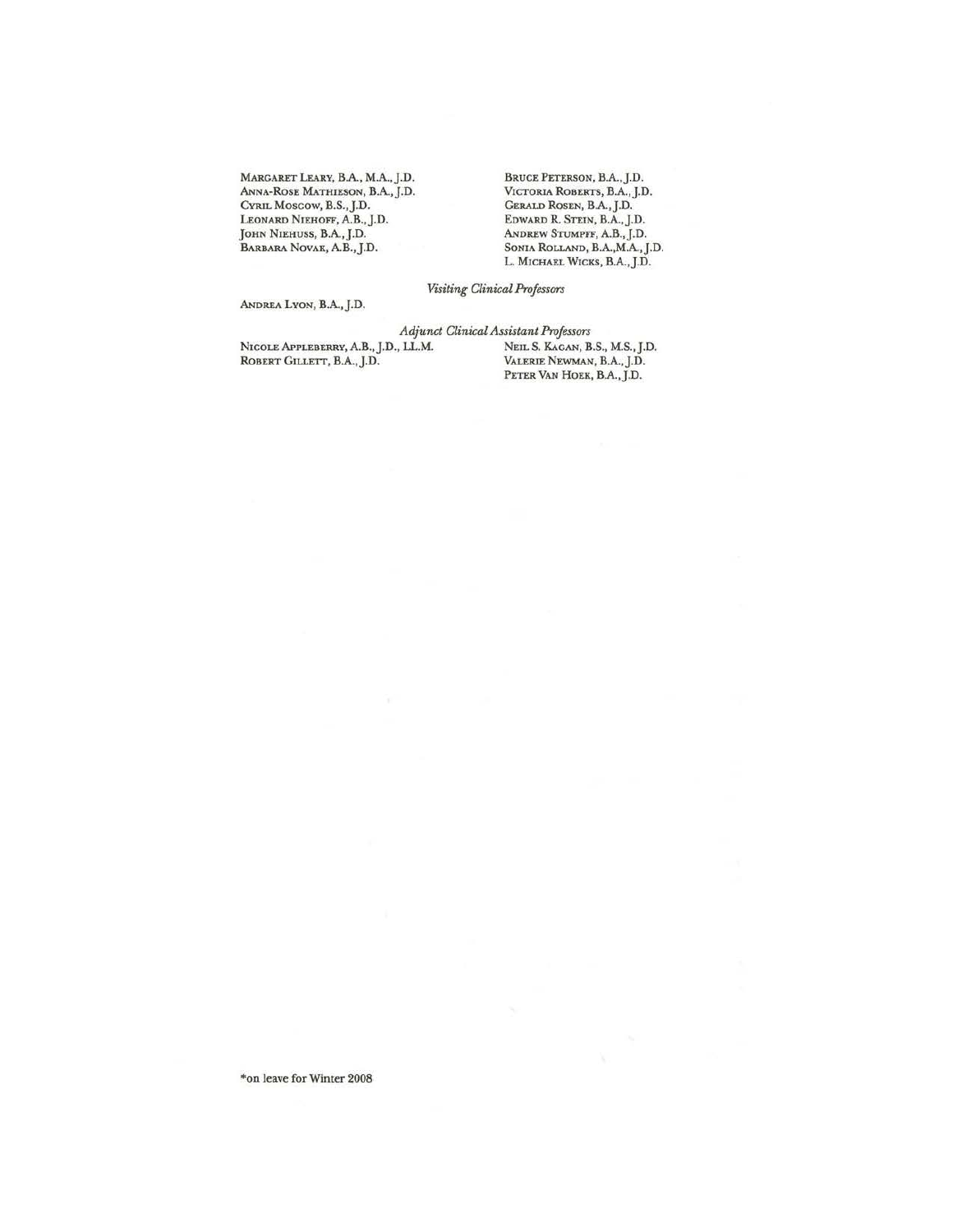Margaret Leary, B.A., M.A., J.D.
Anna-Rose Mathieson, B.A., J.D.
Cyril Moscow, B.S., J.D.
Leonard Niehoff, A.B., J.D.
John Niehuss, B.A., J.D.
Barbara Novak, A.B., J.D.
Bruce Peterson, B.A., J.D.
Victoria Roberts, B.A., J.D.
Gerald Rosen, B.A., J.D.
Edward R. Stein, B.A., J.D.
Andrew Stumpff, A.B., J.D.
Sonia Rolland, B.A.,M.A., J.D.
L. Michael Wicks, B.A., J.D.

*Visiting Clinical Professors*

Andrea Lyon, B.A., J.D.

*Adjunct Clinical Assistant Professors*

Nicole Appleberry, A.B., J.D., LL.M.
Robert Gillett, B.A., J.D.
Neil S. Kagan, B.S., M.S., J.D.
Valerie Newman, B.A., J.D.
Peter Van Hoek, B.A., J.D.

*on leave for Winter 2008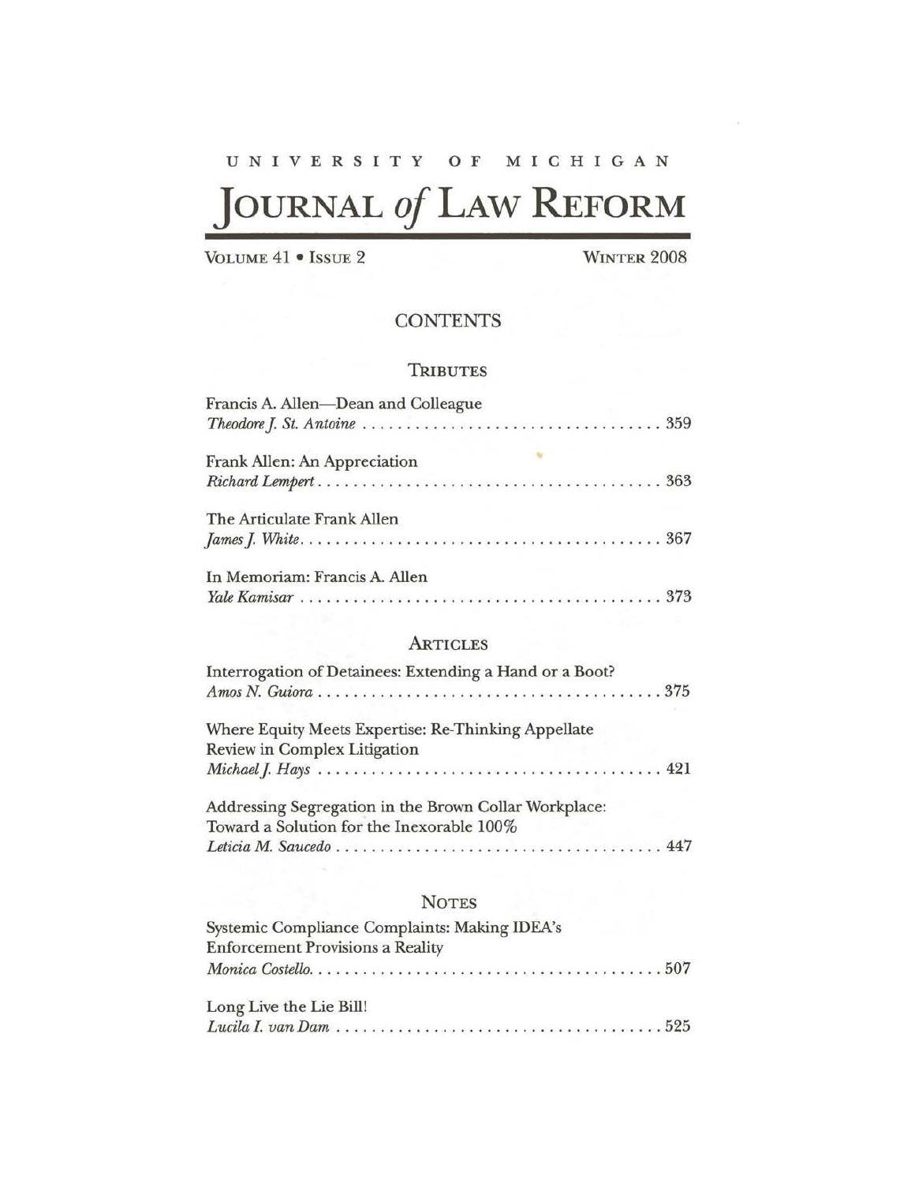UNIVERSITY OF MICHIGAN

# JOURNAL *of* LAW REFORM

VOLUME 41 • ISSUE 2 WINTER 2008

## CONTENTS

### TRIBUTES

Francis A. Allen—Dean and Colleague
*Theodore J. St. Antoine* . . . . . . . . . . . . . . . . . . . . . . . . . . . . . . . . . . . 359

Frank Allen: An Appreciation
*Richard Lempert* . . . . . . . . . . . . . . . . . . . . . . . . . . . . . . . . . . . . . . . 363

The Articulate Frank Allen
*James J. White* . . . . . . . . . . . . . . . . . . . . . . . . . . . . . . . . . . . . . . . . 367

In Memoriam: Francis A. Allen
*Yale Kamisar* . . . . . . . . . . . . . . . . . . . . . . . . . . . . . . . . . . . . . . . . . 373

### ARTICLES

Interrogation of Detainees: Extending a Hand or a Boot?
*Amos N. Guiora* . . . . . . . . . . . . . . . . . . . . . . . . . . . . . . . . . . . . . . . 375

Where Equity Meets Expertise: Re-Thinking Appellate Review in Complex Litigation
*Michael J. Hays* . . . . . . . . . . . . . . . . . . . . . . . . . . . . . . . . . . . . . . . 421

Addressing Segregation in the Brown Collar Workplace: Toward a Solution for the Inexorable 100%
*Leticia M. Saucedo* . . . . . . . . . . . . . . . . . . . . . . . . . . . . . . . . . . . . . 447

### NOTES

Systemic Compliance Complaints: Making IDEA's Enforcement Provisions a Reality
*Monica Costello* . . . . . . . . . . . . . . . . . . . . . . . . . . . . . . . . . . . . . . . 507

Long Live the Lie Bill!
*Lucila I. van Dam* . . . . . . . . . . . . . . . . . . . . . . . . . . . . . . . . . . . . . 525